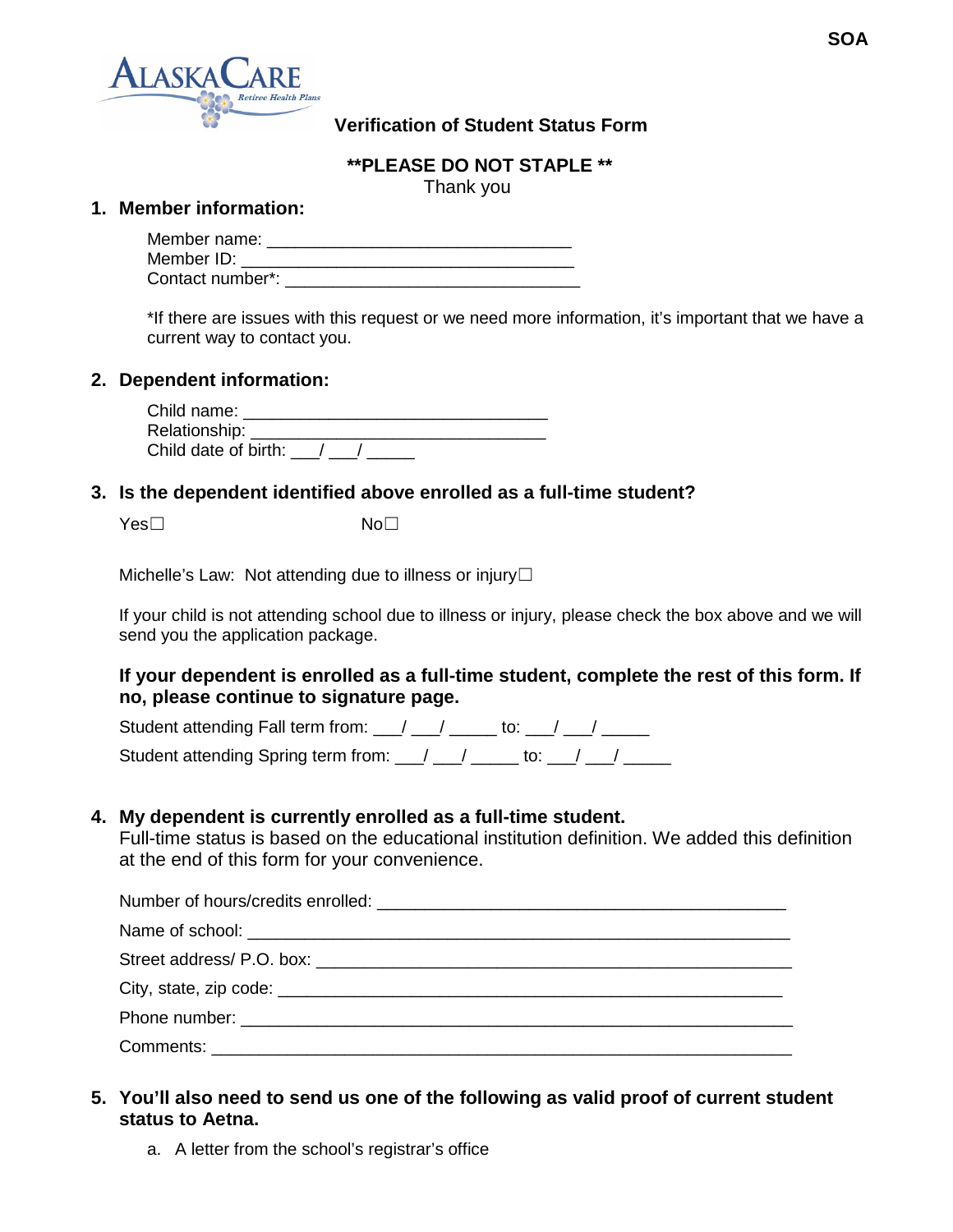SOA

AlaskaCare Retiree Health Plans

## Verification of Student Status Form

**\*\*PLEASE DO NOT STAPLE \*\***

Thank you

1. **Member information:**

   Member name: ________________________________
   Member ID: ___________________________________
   Contact number*: ______________________________

   *If there are issues with this request or we need more information, it's important that we have a current way to contact you.

2. **Dependent information:**

   Child name: ________________________________
   Relationship: _______________________________
   Child date of birth: ___/ ___/ _____

3. **Is the dependent identified above enrolled as a full-time student?**

   Yes☐ No☐

   Michelle's Law: Not attending due to illness or injury☐

   If your child is not attending school due to illness or injury, please check the box above and we will send you the application package.

   **If your dependent is enrolled as a full-time student, complete the rest of this form. If no, please continue to signature page.**

   Student attending Fall term from: ___/ ___/ _____ to: ___/ ___/ _____

   Student attending Spring term from: ___/ ___/ _____ to: ___/ ___/ _____

4. **My dependent is currently enrolled as a full-time student.**
   Full-time status is based on the educational institution definition. We added this definition at the end of this form for your convenience.

   Number of hours/credits enrolled: ___________________________________________

   Name of school: ___________________________________________________________

   Street address/ P.O. box: ___________________________________________________

   City, state, zip code: ______________________________________________________

   Phone number: ____________________________________________________________

   Comments: ________________________________________________________________

5. **You'll also need to send us one of the following as valid proof of current student status to Aetna.**

   a. A letter from the school's registrar's office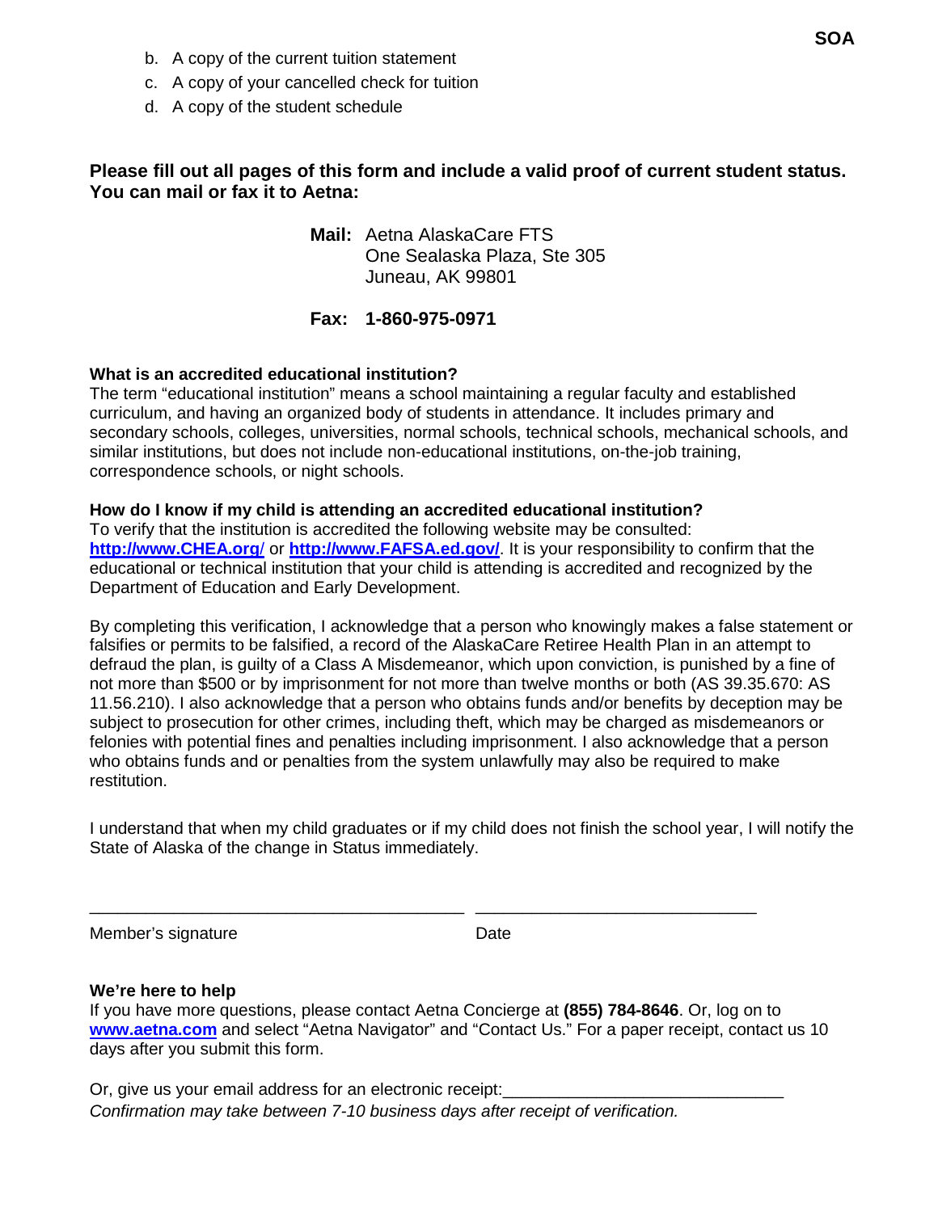b. A copy of the current tuition statement
c. A copy of your cancelled check for tuition
d. A copy of the student schedule

**Please fill out all pages of this form and include a valid proof of current student status. You can mail or fax it to Aetna:**

**Mail:** Aetna AlaskaCare FTS
One Sealaska Plaza, Ste 305
Juneau, AK 99801

**Fax: 1-860-975-0971**

**What is an accredited educational institution?**

The term "educational institution" means a school maintaining a regular faculty and established curriculum, and having an organized body of students in attendance. It includes primary and secondary schools, colleges, universities, normal schools, technical schools, mechanical schools, and similar institutions, but does not include non-educational institutions, on-the-job training, correspondence schools, or night schools.

**How do I know if my child is attending an accredited educational institution?**

To verify that the institution is accredited the following website may be consulted: **http://www.CHEA.org/** or **http://www.FAFSA.ed.gov/**. It is your responsibility to confirm that the educational or technical institution that your child is attending is accredited and recognized by the Department of Education and Early Development.

By completing this verification, I acknowledge that a person who knowingly makes a false statement or falsifies or permits to be falsified, a record of the AlaskaCare Retiree Health Plan in an attempt to defraud the plan, is guilty of a Class A Misdemeanor, which upon conviction, is punished by a fine of not more than $500 or by imprisonment for not more than twelve months or both (AS 39.35.670: AS 11.56.210). I also acknowledge that a person who obtains funds and/or benefits by deception may be subject to prosecution for other crimes, including theft, which may be charged as misdemeanors or felonies with potential fines and penalties including imprisonment. I also acknowledge that a person who obtains funds and or penalties from the system unlawfully may also be required to make restitution.

I understand that when my child graduates or if my child does not finish the school year, I will notify the State of Alaska of the change in Status immediately.

_______________________________________ _____________________________

Member's signature Date

**We're here to help**

If you have more questions, please contact Aetna Concierge at **(855) 784-8646**. Or, log on to **www.aetna.com** and select "Aetna Navigator" and "Contact Us." For a paper receipt, contact us 10 days after you submit this form.

Or, give us your email address for an electronic receipt:_____________________________

*Confirmation may take between 7-10 business days after receipt of verification.*